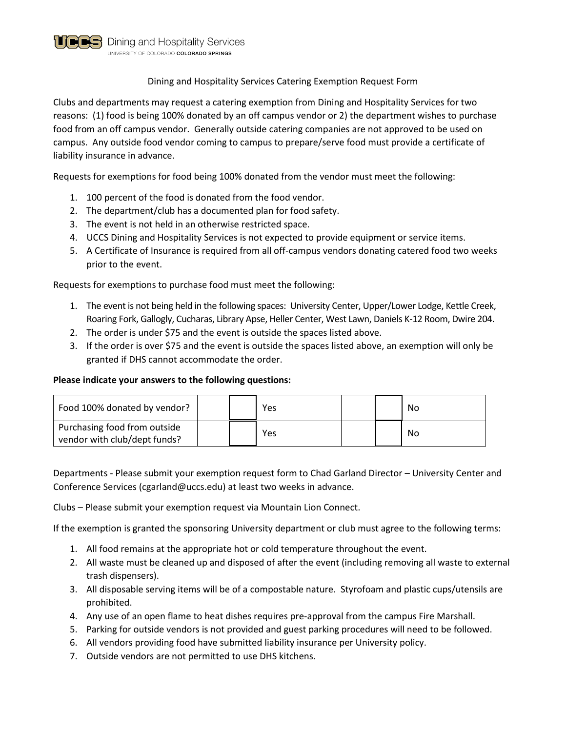UCCS Dining and Hospitality Services
UNIVERSITY OF COLORADO COLORADO SPRINGS

# Dining and Hospitality Services Catering Exemption Request Form

Clubs and departments may request a catering exemption from Dining and Hospitality Services for two reasons: (1) food is being 100% donated by an off campus vendor or 2) the department wishes to purchase food from an off campus vendor. Generally outside catering companies are not approved to be used on campus. Any outside food vendor coming to campus to prepare/serve food must provide a certificate of liability insurance in advance.

Requests for exemptions for food being 100% donated from the vendor must meet the following:

1. 100 percent of the food is donated from the food vendor.
2. The department/club has a documented plan for food safety.
3. The event is not held in an otherwise restricted space.
4. UCCS Dining and Hospitality Services is not expected to provide equipment or service items.
5. A Certificate of Insurance is required from all off-campus vendors donating catered food two weeks prior to the event.

Requests for exemptions to purchase food must meet the following:

1. The event is not being held in the following spaces: University Center, Upper/Lower Lodge, Kettle Creek, Roaring Fork, Gallogly, Cucharas, Library Apse, Heller Center, West Lawn, Daniels K-12 Room, Dwire 204.
2. The order is under $75 and the event is outside the spaces listed above.
3. If the order is over $75 and the event is outside the spaces listed above, an exemption will only be granted if DHS cannot accommodate the order.

**Please indicate your answers to the following questions:**

| Question | | ☐ | Yes | | ☐ | No |
|---|---|---|---|---|---|---|
| Food 100% donated by vendor? | | ☐ | Yes | | ☐ | No |
| Purchasing food from outside vendor with club/dept funds? | | ☐ | Yes | | ☐ | No |

Departments - Please submit your exemption request form to Chad Garland Director – University Center and Conference Services (cgarland@uccs.edu) at least two weeks in advance.

Clubs – Please submit your exemption request via Mountain Lion Connect.

If the exemption is granted the sponsoring University department or club must agree to the following terms:

1. All food remains at the appropriate hot or cold temperature throughout the event.
2. All waste must be cleaned up and disposed of after the event (including removing all waste to external trash dispensers).
3. All disposable serving items will be of a compostable nature. Styrofoam and plastic cups/utensils are prohibited.
4. Any use of an open flame to heat dishes requires pre-approval from the campus Fire Marshall.
5. Parking for outside vendors is not provided and guest parking procedures will need to be followed.
6. All vendors providing food have submitted liability insurance per University policy.
7. Outside vendors are not permitted to use DHS kitchens.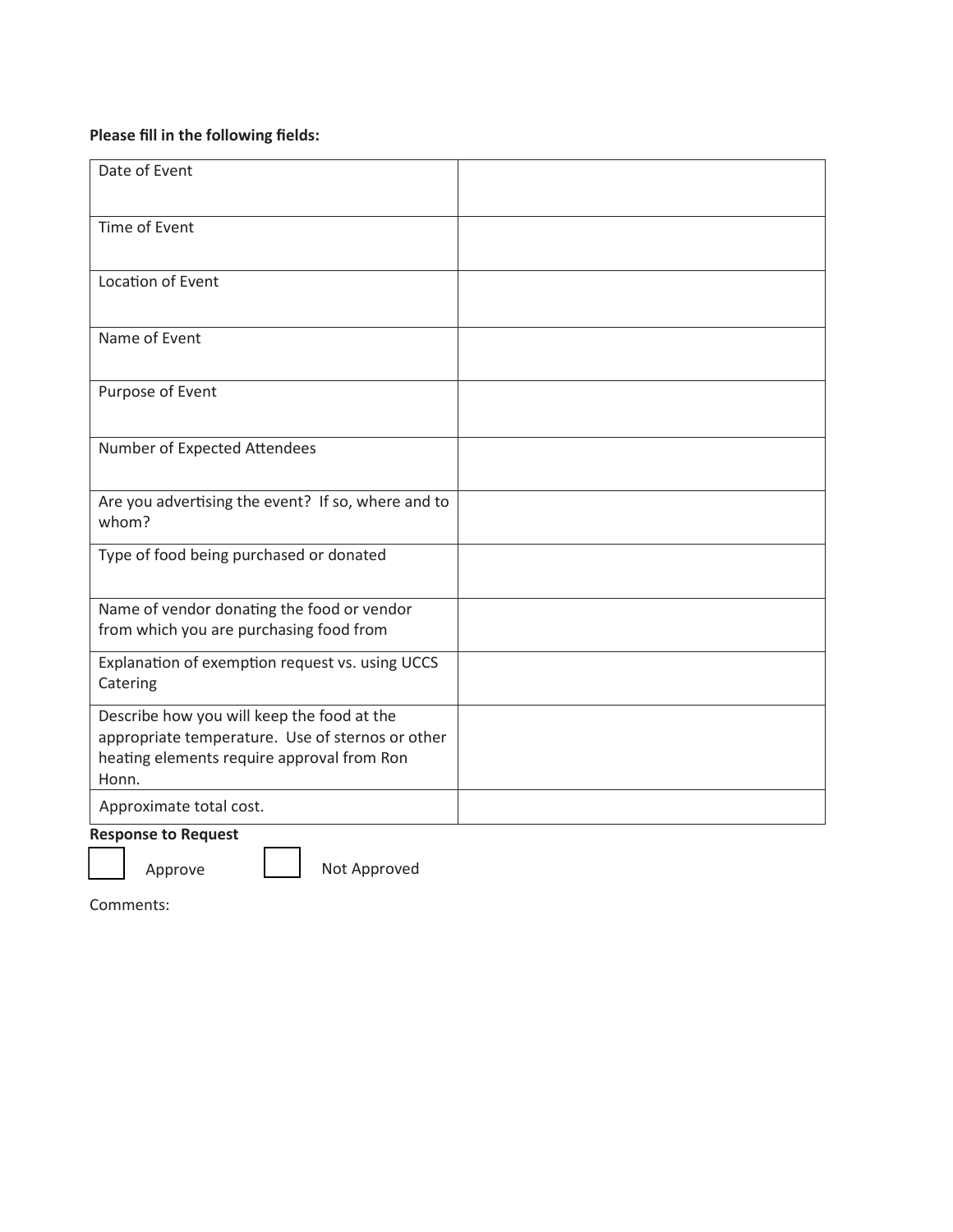**Please fill in the following fields:**

| | |
|---|---|
| Date of Event | |
| Time of Event | |
| Location of Event | |
| Name of Event | |
| Purpose of Event | |
| Number of Expected Attendees | |
| Are you advertising the event? If so, where and to whom? | |
| Type of food being purchased or donated | |
| Name of vendor donating the food or vendor from which you are purchasing food from | |
| Explanation of exemption request vs. using UCCS Catering | |
| Describe how you will keep the food at the appropriate temperature. Use of sternos or other heating elements require approval from Ron Honn. | |
| Approximate total cost. | |

**Response to Request**

☐ Approve ☐ Not Approved

Comments: